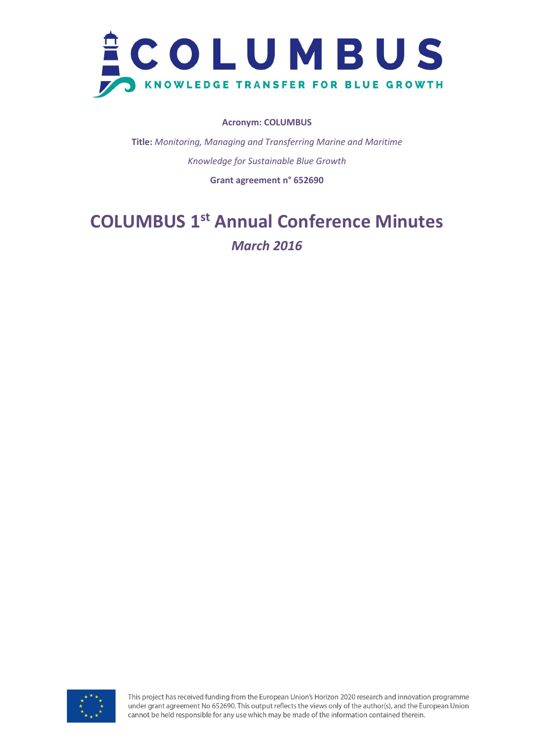# COLUMBUS

KNOWLEDGE TRANSFER FOR BLUE GROWTH

**Acronym: COLUMBUS**

**Title:** *Monitoring, Managing and Transferring Marine and Maritime Knowledge for Sustainable Blue Growth*

**Grant agreement n° 652690**

# COLUMBUS 1st Annual Conference Minutes

***March 2016***

This project has received funding from the European Union's Horizon 2020 research and innovation programme under grant agreement No 652690. This output reflects the views only of the author(s), and the European Union cannot be held responsible for any use which may be made of the information contained therein.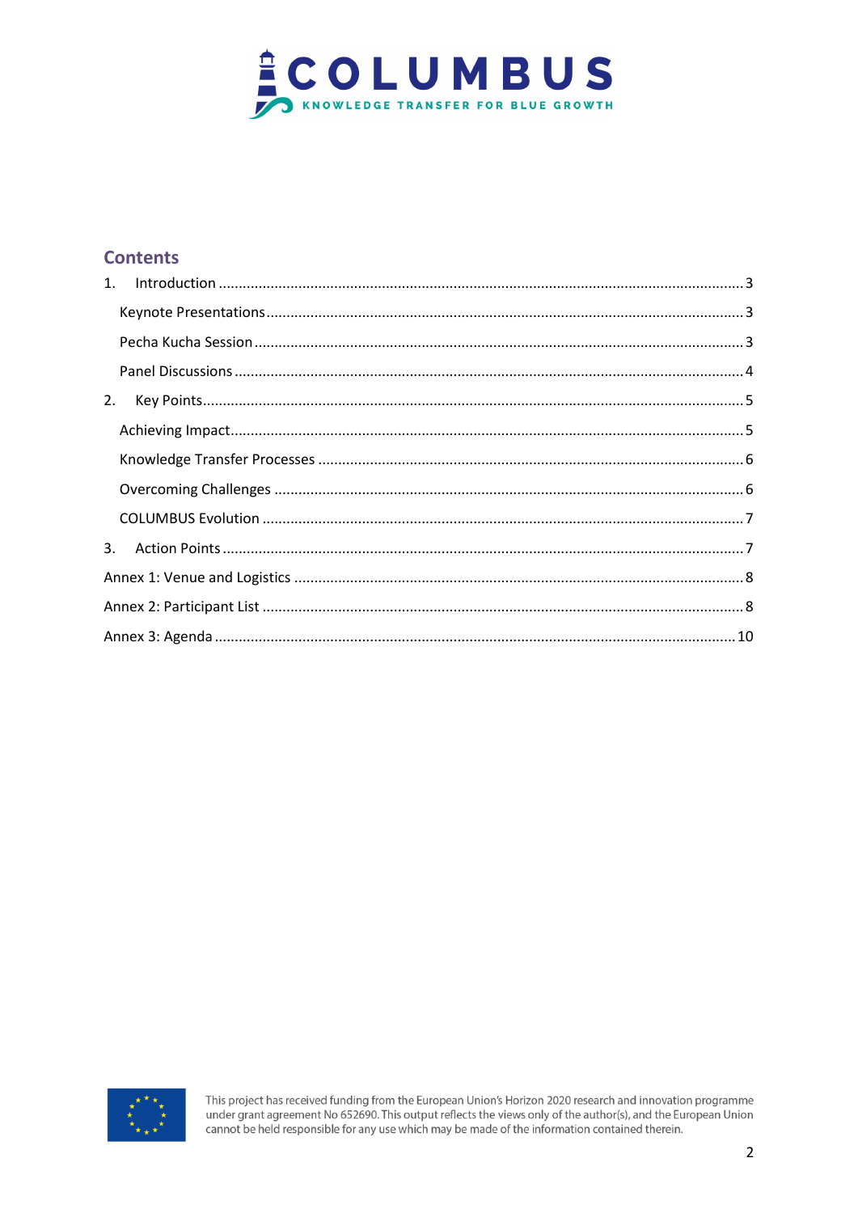## Contents

1. Introduction ........................................................................................................................ 3
   - Keynote Presentations ...................................................................................................... 3
   - Pecha Kucha Session ........................................................................................................ 3
   - Panel Discussions ............................................................................................................. 4
2. Key Points ........................................................................................................................... 5
   - Achieving Impact ............................................................................................................... 5
   - Knowledge Transfer Processes ......................................................................................... 6
   - Overcoming Challenges .................................................................................................... 6
   - COLUMBUS Evolution ....................................................................................................... 7
3. Action Points ....................................................................................................................... 7

Annex 1: Venue and Logistics ............................................................................................... 8

Annex 2: Participant List ....................................................................................................... 8

Annex 3: Agenda .................................................................................................................. 10

This project has received funding from the European Union's Horizon 2020 research and innovation programme under grant agreement No 652690. This output reflects the views only of the author(s), and the European Union cannot be held responsible for any use which may be made of the information contained therein.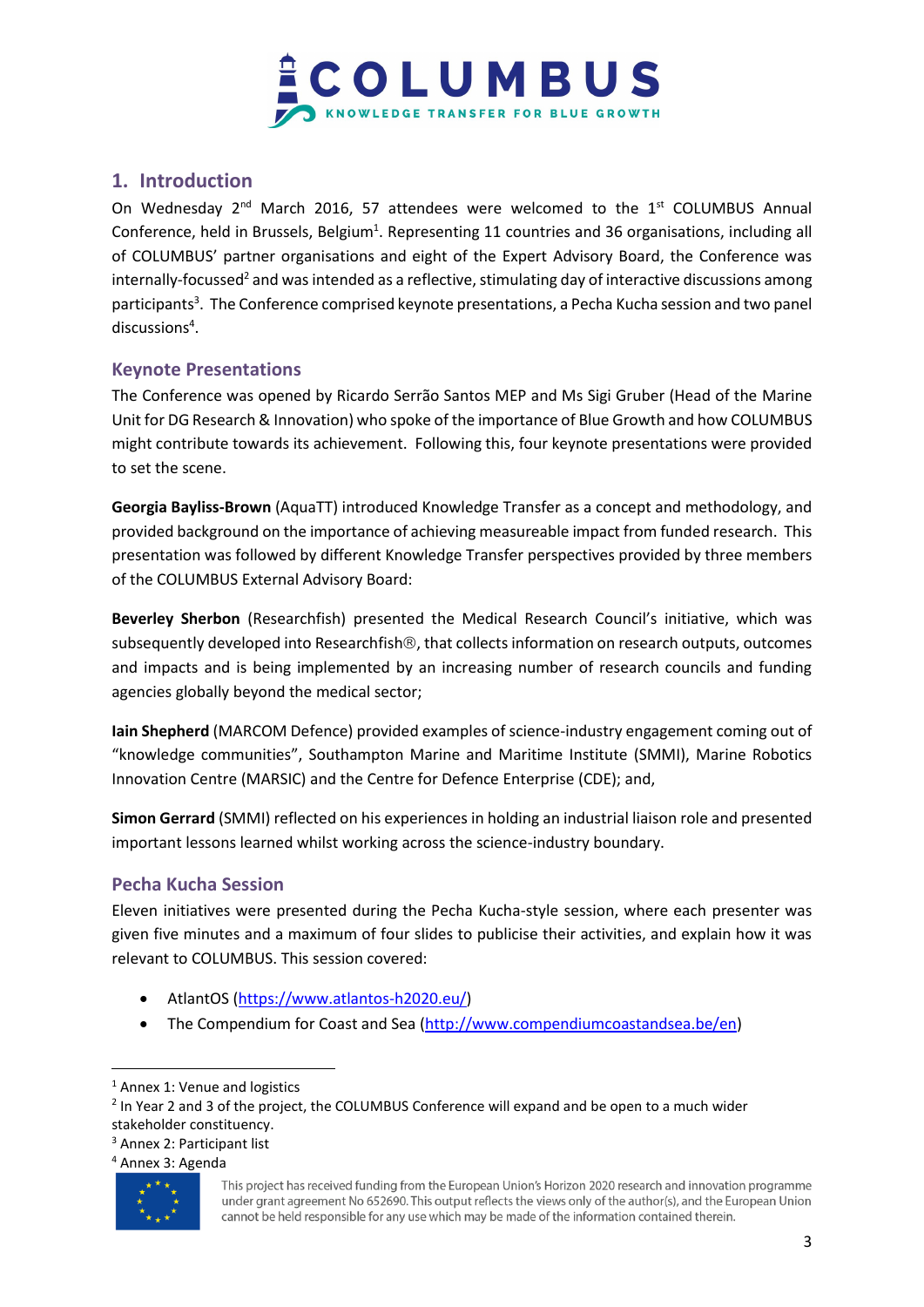## 1. Introduction

On Wednesday 2nd March 2016, 57 attendees were welcomed to the 1st COLUMBUS Annual Conference, held in Brussels, Belgium[1]. Representing 11 countries and 36 organisations, including all of COLUMBUS' partner organisations and eight of the Expert Advisory Board, the Conference was internally-focussed[2] and was intended as a reflective, stimulating day of interactive discussions among participants[3]. The Conference comprised keynote presentations, a Pecha Kucha session and two panel discussions[4].

### Keynote Presentations

The Conference was opened by Ricardo Serrão Santos MEP and Ms Sigi Gruber (Head of the Marine Unit for DG Research & Innovation) who spoke of the importance of Blue Growth and how COLUMBUS might contribute towards its achievement. Following this, four keynote presentations were provided to set the scene.

**Georgia Bayliss-Brown** (AquaTT) introduced Knowledge Transfer as a concept and methodology, and provided background on the importance of achieving measureable impact from funded research. This presentation was followed by different Knowledge Transfer perspectives provided by three members of the COLUMBUS External Advisory Board:

**Beverley Sherbon** (Researchfish) presented the Medical Research Council's initiative, which was subsequently developed into Researchfish®, that collects information on research outputs, outcomes and impacts and is being implemented by an increasing number of research councils and funding agencies globally beyond the medical sector;

**Iain Shepherd** (MARCOM Defence) provided examples of science-industry engagement coming out of "knowledge communities", Southampton Marine and Maritime Institute (SMMI), Marine Robotics Innovation Centre (MARSIC) and the Centre for Defence Enterprise (CDE); and,

**Simon Gerrard** (SMMI) reflected on his experiences in holding an industrial liaison role and presented important lessons learned whilst working across the science-industry boundary.

### Pecha Kucha Session

Eleven initiatives were presented during the Pecha Kucha-style session, where each presenter was given five minutes and a maximum of four slides to publicise their activities, and explain how it was relevant to COLUMBUS. This session covered:

- AtlantOS (https://www.atlantos-h2020.eu/)
- The Compendium for Coast and Sea (http://www.compendiumcoastandsea.be/en)

---

[1] Annex 1: Venue and logistics
[2] In Year 2 and 3 of the project, the COLUMBUS Conference will expand and be open to a much wider stakeholder constituency.
[3] Annex 2: Participant list
[4] Annex 3: Agenda

This project has received funding from the European Union's Horizon 2020 research and innovation programme under grant agreement No 652690. This output reflects the views only of the author(s), and the European Union cannot be held responsible for any use which may be made of the information contained therein.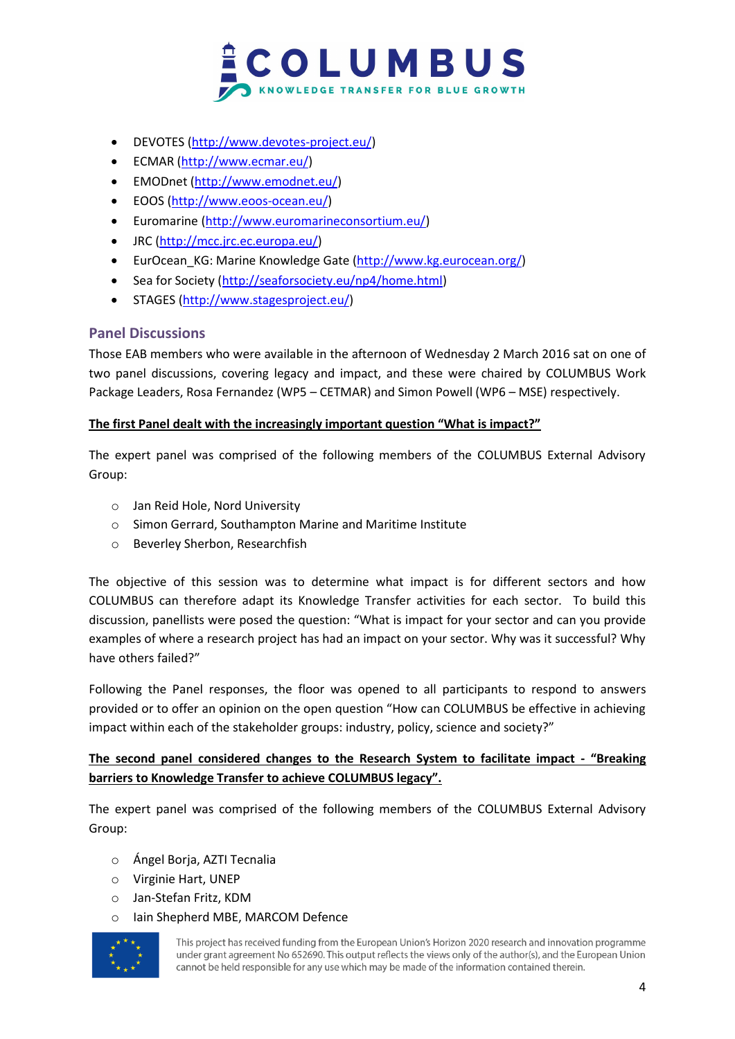- DEVOTES (http://www.devotes-project.eu/)
- ECMAR (http://www.ecmar.eu/)
- EMODnet (http://www.emodnet.eu/)
- EOOS (http://www.eoos-ocean.eu/)
- Euromarine (http://www.euromarineconsortium.eu/)
- JRC (http://mcc.jrc.ec.europa.eu/)
- EurOcean_KG: Marine Knowledge Gate (http://www.kg.eurocean.org/)
- Sea for Society (http://seaforsociety.eu/np4/home.html)
- STAGES (http://www.stagesproject.eu/)

## Panel Discussions

Those EAB members who were available in the afternoon of Wednesday 2 March 2016 sat on one of two panel discussions, covering legacy and impact, and these were chaired by COLUMBUS Work Package Leaders, Rosa Fernandez (WP5 – CETMAR) and Simon Powell (WP6 – MSE) respectively.

**The first Panel dealt with the increasingly important question "What is impact?"**

The expert panel was comprised of the following members of the COLUMBUS External Advisory Group:

- Jan Reid Hole, Nord University
- Simon Gerrard, Southampton Marine and Maritime Institute
- Beverley Sherbon, Researchfish

The objective of this session was to determine what impact is for different sectors and how COLUMBUS can therefore adapt its Knowledge Transfer activities for each sector. To build this discussion, panellists were posed the question: "What is impact for your sector and can you provide examples of where a research project has had an impact on your sector. Why was it successful? Why have others failed?"

Following the Panel responses, the floor was opened to all participants to respond to answers provided or to offer an opinion on the open question "How can COLUMBUS be effective in achieving impact within each of the stakeholder groups: industry, policy, science and society?"

**The second panel considered changes to the Research System to facilitate impact - "Breaking barriers to Knowledge Transfer to achieve COLUMBUS legacy".**

The expert panel was comprised of the following members of the COLUMBUS External Advisory Group:

- Ángel Borja, AZTI Tecnalia
- Virginie Hart, UNEP
- Jan-Stefan Fritz, KDM
- Iain Shepherd MBE, MARCOM Defence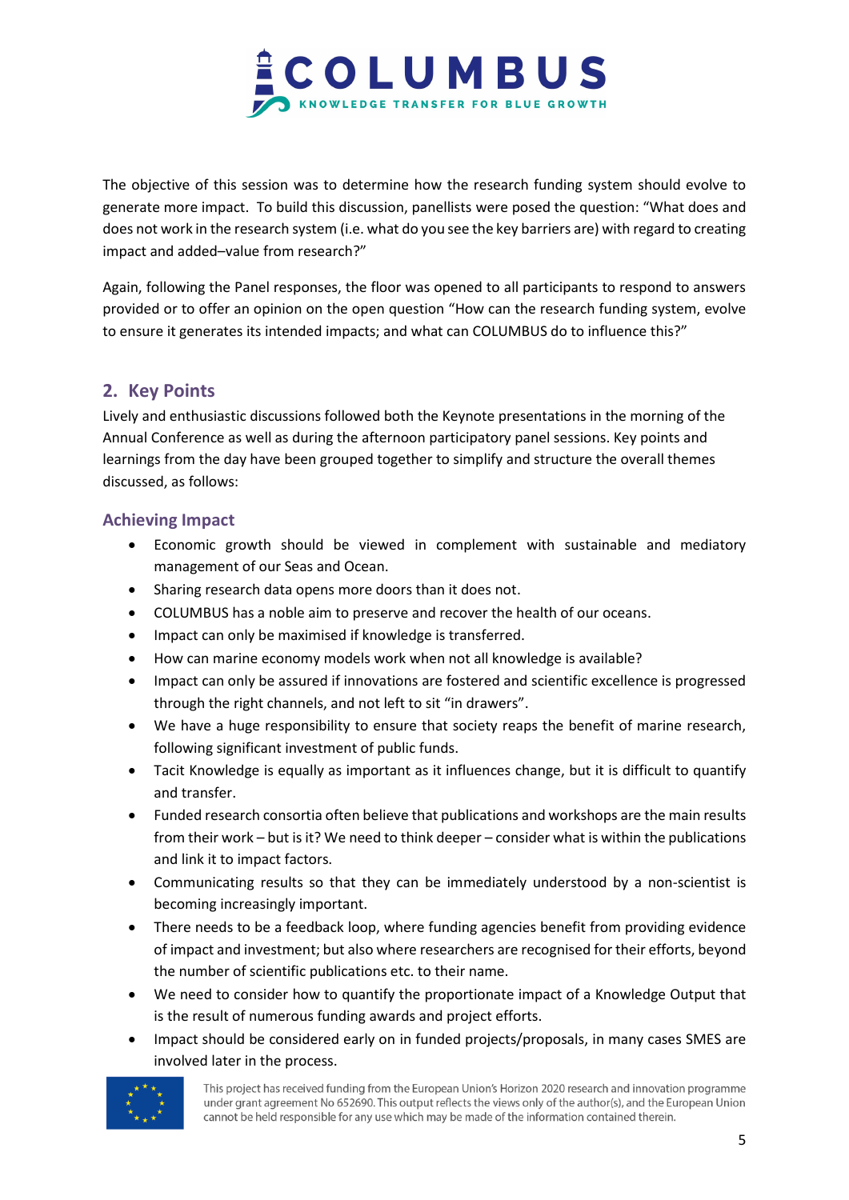The objective of this session was to determine how the research funding system should evolve to generate more impact. To build this discussion, panellists were posed the question: "What does and does not work in the research system (i.e. what do you see the key barriers are) with regard to creating impact and added–value from research?"

Again, following the Panel responses, the floor was opened to all participants to respond to answers provided or to offer an opinion on the open question "How can the research funding system, evolve to ensure it generates its intended impacts; and what can COLUMBUS do to influence this?"

## 2. Key Points

Lively and enthusiastic discussions followed both the Keynote presentations in the morning of the Annual Conference as well as during the afternoon participatory panel sessions. Key points and learnings from the day have been grouped together to simplify and structure the overall themes discussed, as follows:

### Achieving Impact

- Economic growth should be viewed in complement with sustainable and mediatory management of our Seas and Ocean.
- Sharing research data opens more doors than it does not.
- COLUMBUS has a noble aim to preserve and recover the health of our oceans.
- Impact can only be maximised if knowledge is transferred.
- How can marine economy models work when not all knowledge is available?
- Impact can only be assured if innovations are fostered and scientific excellence is progressed through the right channels, and not left to sit "in drawers".
- We have a huge responsibility to ensure that society reaps the benefit of marine research, following significant investment of public funds.
- Tacit Knowledge is equally as important as it influences change, but it is difficult to quantify and transfer.
- Funded research consortia often believe that publications and workshops are the main results from their work – but is it? We need to think deeper – consider what is within the publications and link it to impact factors.
- Communicating results so that they can be immediately understood by a non-scientist is becoming increasingly important.
- There needs to be a feedback loop, where funding agencies benefit from providing evidence of impact and investment; but also where researchers are recognised for their efforts, beyond the number of scientific publications etc. to their name.
- We need to consider how to quantify the proportionate impact of a Knowledge Output that is the result of numerous funding awards and project efforts.
- Impact should be considered early on in funded projects/proposals, in many cases SMES are involved later in the process.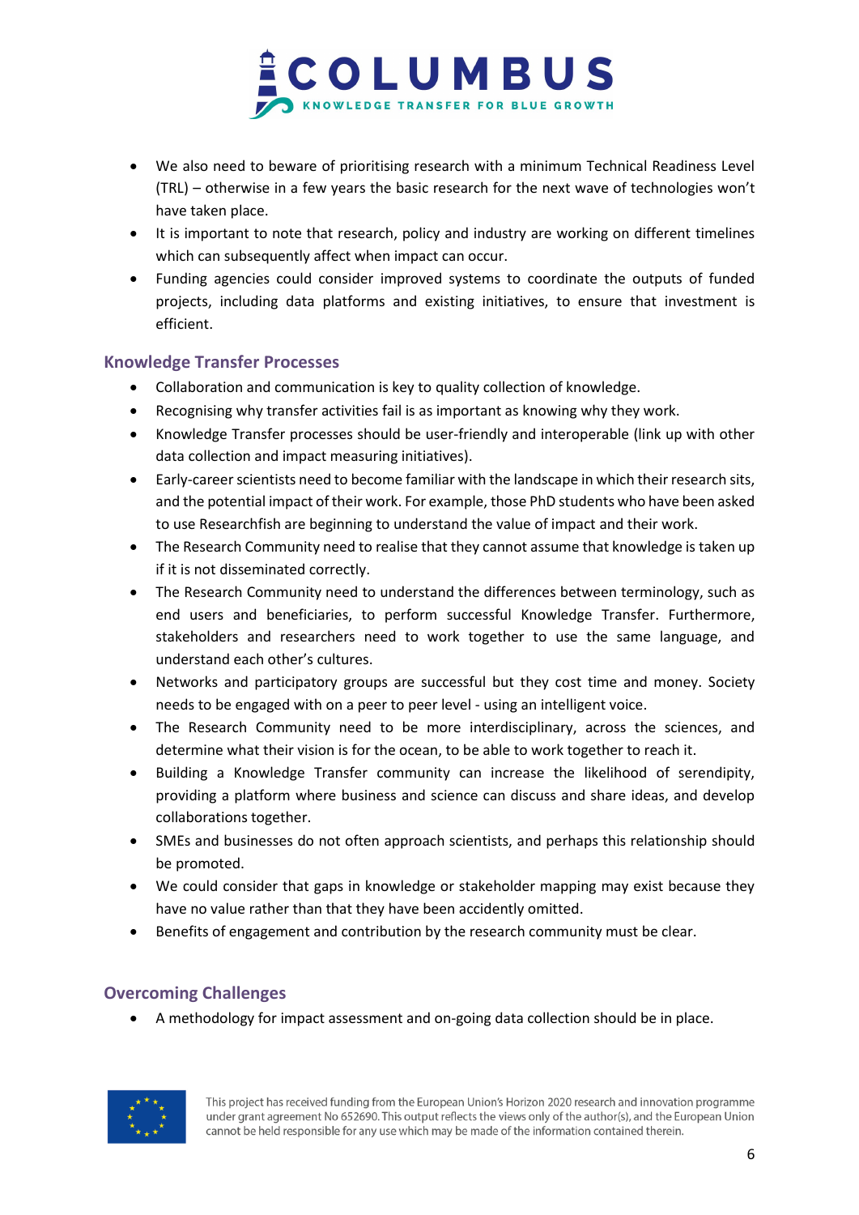- We also need to beware of prioritising research with a minimum Technical Readiness Level (TRL) – otherwise in a few years the basic research for the next wave of technologies won't have taken place.
- It is important to note that research, policy and industry are working on different timelines which can subsequently affect when impact can occur.
- Funding agencies could consider improved systems to coordinate the outputs of funded projects, including data platforms and existing initiatives, to ensure that investment is efficient.

## Knowledge Transfer Processes

- Collaboration and communication is key to quality collection of knowledge.
- Recognising why transfer activities fail is as important as knowing why they work.
- Knowledge Transfer processes should be user-friendly and interoperable (link up with other data collection and impact measuring initiatives).
- Early-career scientists need to become familiar with the landscape in which their research sits, and the potential impact of their work. For example, those PhD students who have been asked to use Researchfish are beginning to understand the value of impact and their work.
- The Research Community need to realise that they cannot assume that knowledge is taken up if it is not disseminated correctly.
- The Research Community need to understand the differences between terminology, such as end users and beneficiaries, to perform successful Knowledge Transfer. Furthermore, stakeholders and researchers need to work together to use the same language, and understand each other's cultures.
- Networks and participatory groups are successful but they cost time and money. Society needs to be engaged with on a peer to peer level - using an intelligent voice.
- The Research Community need to be more interdisciplinary, across the sciences, and determine what their vision is for the ocean, to be able to work together to reach it.
- Building a Knowledge Transfer community can increase the likelihood of serendipity, providing a platform where business and science can discuss and share ideas, and develop collaborations together.
- SMEs and businesses do not often approach scientists, and perhaps this relationship should be promoted.
- We could consider that gaps in knowledge or stakeholder mapping may exist because they have no value rather than that they have been accidently omitted.
- Benefits of engagement and contribution by the research community must be clear.

## Overcoming Challenges

- A methodology for impact assessment and on-going data collection should be in place.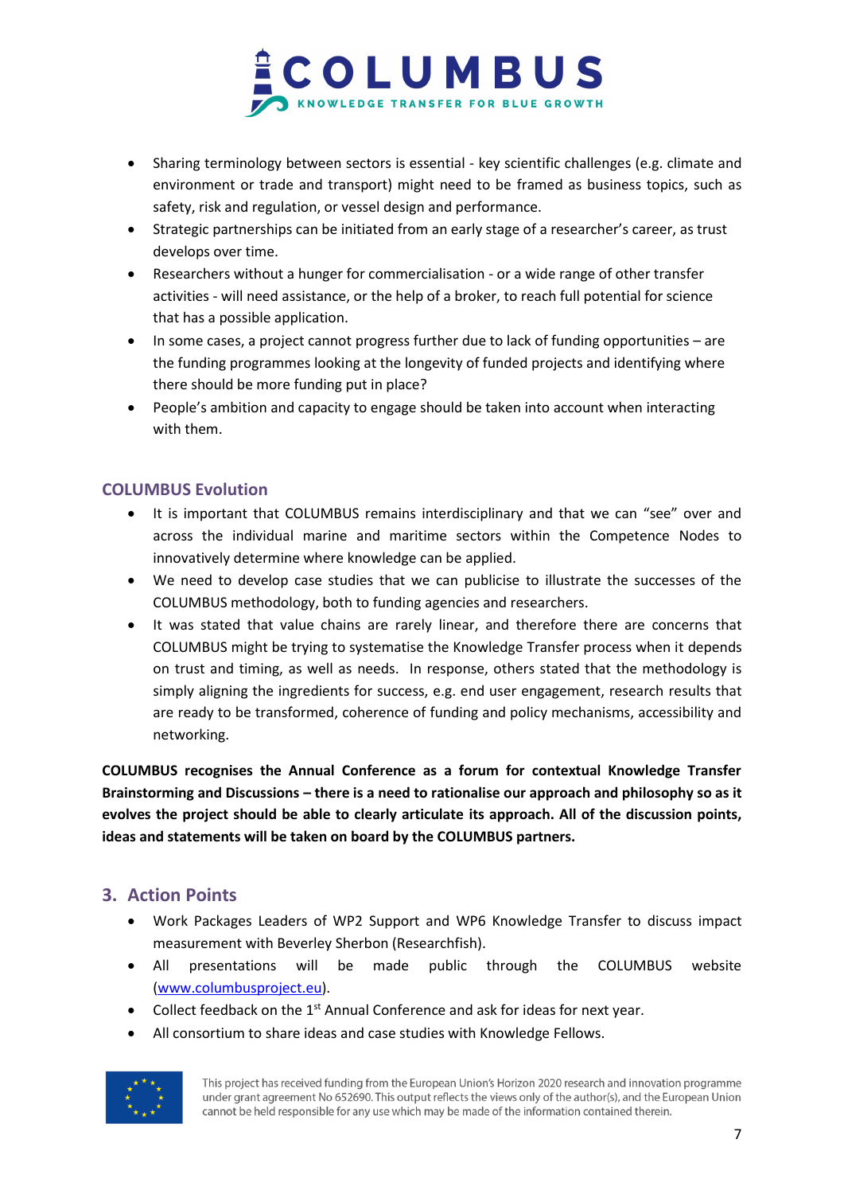- Sharing terminology between sectors is essential - key scientific challenges (e.g. climate and environment or trade and transport) might need to be framed as business topics, such as safety, risk and regulation, or vessel design and performance.
- Strategic partnerships can be initiated from an early stage of a researcher's career, as trust develops over time.
- Researchers without a hunger for commercialisation - or a wide range of other transfer activities - will need assistance, or the help of a broker, to reach full potential for science that has a possible application.
- In some cases, a project cannot progress further due to lack of funding opportunities – are the funding programmes looking at the longevity of funded projects and identifying where there should be more funding put in place?
- People's ambition and capacity to engage should be taken into account when interacting with them.

### COLUMBUS Evolution

- It is important that COLUMBUS remains interdisciplinary and that we can "see" over and across the individual marine and maritime sectors within the Competence Nodes to innovatively determine where knowledge can be applied.
- We need to develop case studies that we can publicise to illustrate the successes of the COLUMBUS methodology, both to funding agencies and researchers.
- It was stated that value chains are rarely linear, and therefore there are concerns that COLUMBUS might be trying to systematise the Knowledge Transfer process when it depends on trust and timing, as well as needs. In response, others stated that the methodology is simply aligning the ingredients for success, e.g. end user engagement, research results that are ready to be transformed, coherence of funding and policy mechanisms, accessibility and networking.

**COLUMBUS recognises the Annual Conference as a forum for contextual Knowledge Transfer Brainstorming and Discussions – there is a need to rationalise our approach and philosophy so as it evolves the project should be able to clearly articulate its approach. All of the discussion points, ideas and statements will be taken on board by the COLUMBUS partners.**

## 3. Action Points

- Work Packages Leaders of WP2 Support and WP6 Knowledge Transfer to discuss impact measurement with Beverley Sherbon (Researchfish).
- All presentations will be made public through the COLUMBUS website (www.columbusproject.eu).
- Collect feedback on the 1st Annual Conference and ask for ideas for next year.
- All consortium to share ideas and case studies with Knowledge Fellows.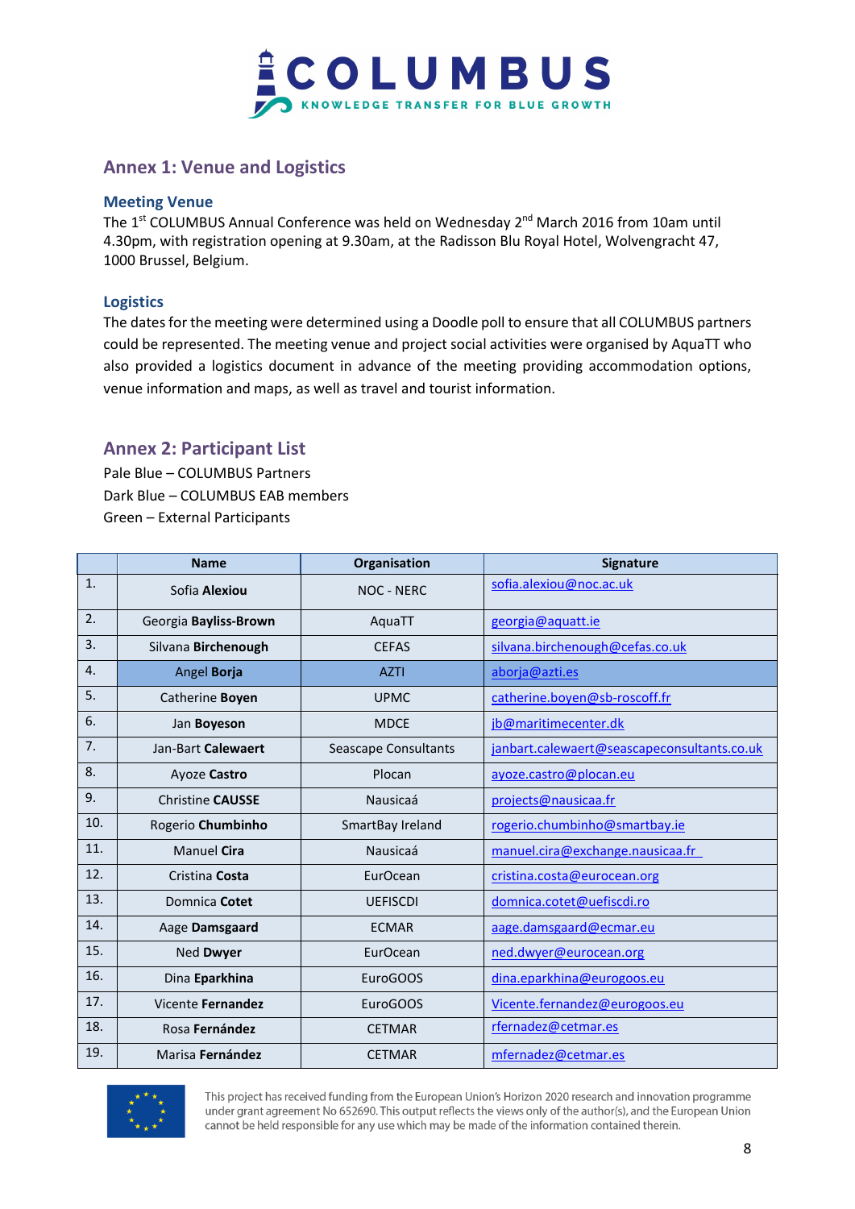## Annex 1: Venue and Logistics

### Meeting Venue

The 1st COLUMBUS Annual Conference was held on Wednesday 2nd March 2016 from 10am until 4.30pm, with registration opening at 9.30am, at the Radisson Blu Royal Hotel, Wolvengracht 47, 1000 Brussel, Belgium.

### Logistics

The dates for the meeting were determined using a Doodle poll to ensure that all COLUMBUS partners could be represented. The meeting venue and project social activities were organised by AquaTT who also provided a logistics document in advance of the meeting providing accommodation options, venue information and maps, as well as travel and tourist information.

## Annex 2: Participant List

Pale Blue – COLUMBUS Partners
Dark Blue – COLUMBUS EAB members
Green – External Participants

| | Name | Organisation | Signature |
|---|---|---|---|
| 1. | Sofia **Alexiou** | NOC - NERC | sofia.alexiou@noc.ac.uk |
| 2. | Georgia **Bayliss-Brown** | AquaTT | georgia@aquatt.ie |
| 3. | Silvana **Birchenough** | CEFAS | silvana.birchenough@cefas.co.uk |
| 4. | Angel **Borja** | AZTI | aborja@azti.es |
| 5. | Catherine **Boyen** | UPMC | catherine.boyen@sb-roscoff.fr |
| 6. | Jan **Boyeson** | MDCE | jb@maritimecenter.dk |
| 7. | Jan-Bart **Calewaert** | Seascape Consultants | janbart.calewaert@seascapeconsultants.co.uk |
| 8. | Ayoze **Castro** | Plocan | ayoze.castro@plocan.eu |
| 9. | Christine **CAUSSE** | Nausicaá | projects@nausicaa.fr |
| 10. | Rogerio **Chumbinho** | SmartBay Ireland | rogerio.chumbinho@smartbay.ie |
| 11. | Manuel **Cira** | Nausicaá | manuel.cira@exchange.nausicaa.fr |
| 12. | Cristina **Costa** | EurOcean | cristina.costa@eurocean.org |
| 13. | Domnica **Cotet** | UEFISCDI | domnica.cotet@uefiscdi.ro |
| 14. | Aage **Damsgaard** | ECMAR | aage.damsgaard@ecmar.eu |
| 15. | Ned **Dwyer** | EurOcean | ned.dwyer@eurocean.org |
| 16. | Dina **Eparkhina** | EuroGOOS | dina.eparkhina@eurogoos.eu |
| 17. | Vicente **Fernandez** | EuroGOOS | Vicente.fernandez@eurogoos.eu |
| 18. | Rosa **Fernández** | CETMAR | rfernadez@cetmar.es |
| 19. | Marisa **Fernández** | CETMAR | mfernadez@cetmar.es |

This project has received funding from the European Union's Horizon 2020 research and innovation programme under grant agreement No 652690. This output reflects the views only of the author(s), and the European Union cannot be held responsible for any use which may be made of the information contained therein.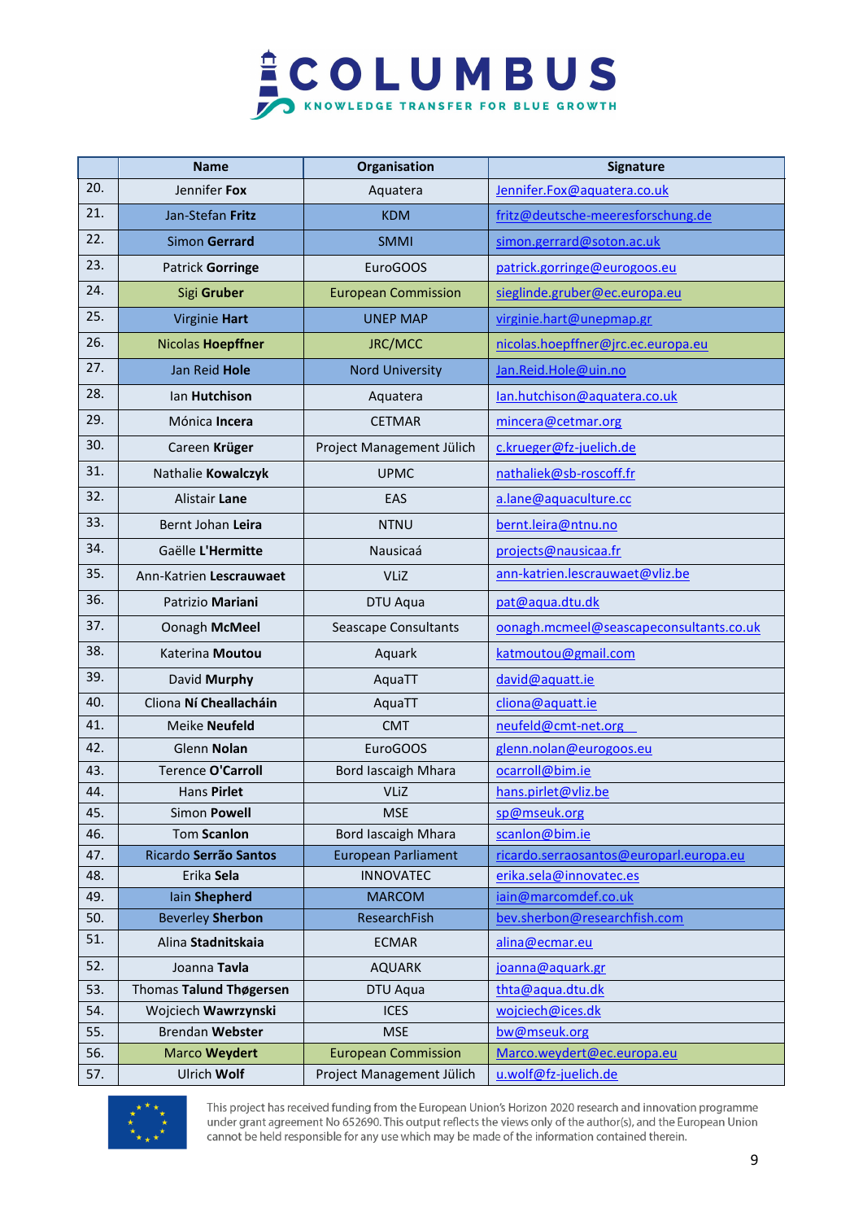|  | Name | Organisation | Signature |
|---|---|---|---|
| 20. | Jennifer **Fox** | Aquatera | Jennifer.Fox@aquatera.co.uk |
| 21. | Jan-Stefan **Fritz** | KDM | fritz@deutsche-meeresforschung.de |
| 22. | Simon **Gerrard** | SMMI | simon.gerrard@soton.ac.uk |
| 23. | Patrick **Gorringe** | EuroGOOS | patrick.gorringe@eurogoos.eu |
| 24. | Sigi **Gruber** | European Commission | sieglinde.gruber@ec.europa.eu |
| 25. | Virginie **Hart** | UNEP MAP | virginie.hart@unepmap.gr |
| 26. | Nicolas **Hoepffner** | JRC/MCC | nicolas.hoepffner@jrc.ec.europa.eu |
| 27. | Jan Reid **Hole** | Nord University | Jan.Reid.Hole@uin.no |
| 28. | Ian **Hutchison** | Aquatera | Ian.hutchison@aquatera.co.uk |
| 29. | Mónica **Incera** | CETMAR | mincera@cetmar.org |
| 30. | Careen **Krüger** | Project Management Jülich | c.krueger@fz-juelich.de |
| 31. | Nathalie **Kowalczyk** | UPMC | nathaliek@sb-roscoff.fr |
| 32. | Alistair **Lane** | EAS | a.lane@aquaculture.cc |
| 33. | Bernt Johan **Leira** | NTNU | bernt.leira@ntnu.no |
| 34. | Gaëlle **L'Hermitte** | Nausicaá | projects@nausicaa.fr |
| 35. | Ann-Katrien **Lescrauwaet** | VLIZ | ann-katrien.lescrauwaet@vliz.be |
| 36. | Patrizio **Mariani** | DTU Aqua | pat@aqua.dtu.dk |
| 37. | Oonagh **McMeel** | Seascape Consultants | oonagh.mcmeel@seascapeconsultants.co.uk |
| 38. | Katerina **Moutou** | Aquark | katmoutou@gmail.com |
| 39. | David **Murphy** | AquaTT | david@aquatt.ie |
| 40. | Cliona **Ní Cheallacháin** | AquaTT | cliona@aquatt.ie |
| 41. | Meike **Neufeld** | CMT | neufeld@cmt-net.org |
| 42. | Glenn **Nolan** | EuroGOOS | glenn.nolan@eurogoos.eu |
| 43. | Terence **O'Carroll** | Bord Iascaigh Mhara | ocarroll@bim.ie |
| 44. | Hans **Pirlet** | VLIZ | hans.pirlet@vliz.be |
| 45. | Simon **Powell** | MSE | sp@mseuk.org |
| 46. | Tom **Scanlon** | Bord Iascaigh Mhara | scanlon@bim.ie |
| 47. | Ricardo **Serrão Santos** | European Parliament | ricardo.serraosantos@europarl.europa.eu |
| 48. | Erika **Sela** | INNOVATEC | erika.sela@innovatec.es |
| 49. | Iain **Shepherd** | MARCOM | iain@marcomdef.co.uk |
| 50. | Beverley **Sherbon** | ResearchFish | bev.sherbon@researchfish.com |
| 51. | Alina **Stadnitskaia** | ECMAR | alina@ecmar.eu |
| 52. | Joanna **Tavla** | AQUARK | joanna@aquark.gr |
| 53. | Thomas **Talund Thøgersen** | DTU Aqua | thta@aqua.dtu.dk |
| 54. | Wojciech **Wawrzynski** | ICES | wojciech@ices.dk |
| 55. | Brendan **Webster** | MSE | bw@mseuk.org |
| 56. | Marco **Weydert** | European Commission | Marco.weydert@ec.europa.eu |
| 57. | Ulrich **Wolf** | Project Management Jülich | u.wolf@fz-juelich.de |

This project has received funding from the European Union's Horizon 2020 research and innovation programme under grant agreement No 652690. This output reflects the views only of the author(s), and the European Union cannot be held responsible for any use which may be made of the information contained therein.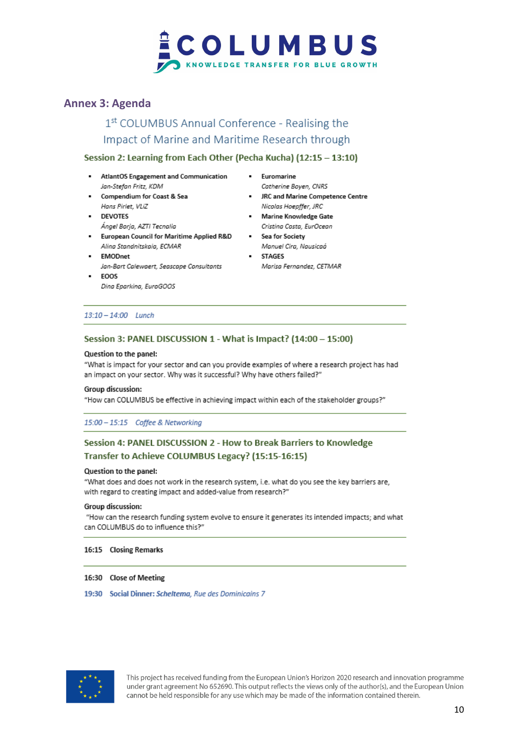## Annex 3: Agenda

### 1st COLUMBUS Annual Conference - Realising the Impact of Marine and Maritime Research through

### Session 2: Learning from Each Other (Pecha Kucha) (12:15 – 13:10)

- **AtlantOS Engagement and Communication**
  *Jan-Stefan Fritz, KDM*
- **Compendium for Coast & Sea**
  *Hans Pirlet, VLIZ*
- **DEVOTES**
  *Ángel Borja, AZTI Tecnalia*
- **European Council for Maritime Applied R&D**
  *Alina Standnitskaia, ECMAR*
- **EMODnet**
  *Jan-Bart Calewaert, Seascape Consultants*
- **EOOS**
  *Dina Eparkina, EuroGOOS*
- **Euromarine**
  *Catherine Boyen, CNRS*
- **JRC and Marine Competence Centre**
  *Nicolas Hoepffer, JRC*
- **Marine Knowledge Gate**
  *Cristina Costa, EurOcean*
- **Sea for Society**
  *Manuel Cira, Nausicaá*
- **STAGES**
  *Marisa Fernandez, CETMAR*

*13:10 – 14:00 Lunch*

### Session 3: PANEL DISCUSSION 1 - What is Impact? (14:00 – 15:00)

**Question to the panel:**
"What is impact for your sector and can you provide examples of where a research project has had an impact on your sector. Why was it successful? Why have others failed?"

**Group discussion:**
"How can COLUMBUS be effective in achieving impact within each of the stakeholder groups?"

*15:00 – 15:15 Coffee & Networking*

### Session 4: PANEL DISCUSSION 2 - How to Break Barriers to Knowledge Transfer to Achieve COLUMBUS Legacy? (15:15-16:15)

**Question to the panel:**
"What does and does not work in the research system, i.e. what do you see the key barriers are, with regard to creating impact and added-value from research?"

**Group discussion:**
"How can the research funding system evolve to ensure it generates its intended impacts; and what can COLUMBUS do to influence this?"

**16:15 Closing Remarks**

**16:30 Close of Meeting**

**19:30 Social Dinner: *Scheltema*,** *Rue des Dominicains 7*

This project has received funding from the European Union's Horizon 2020 research and innovation programme under grant agreement No 652690. This output reflects the views only of the author(s), and the European Union cannot be held responsible for any use which may be made of the information contained therein.